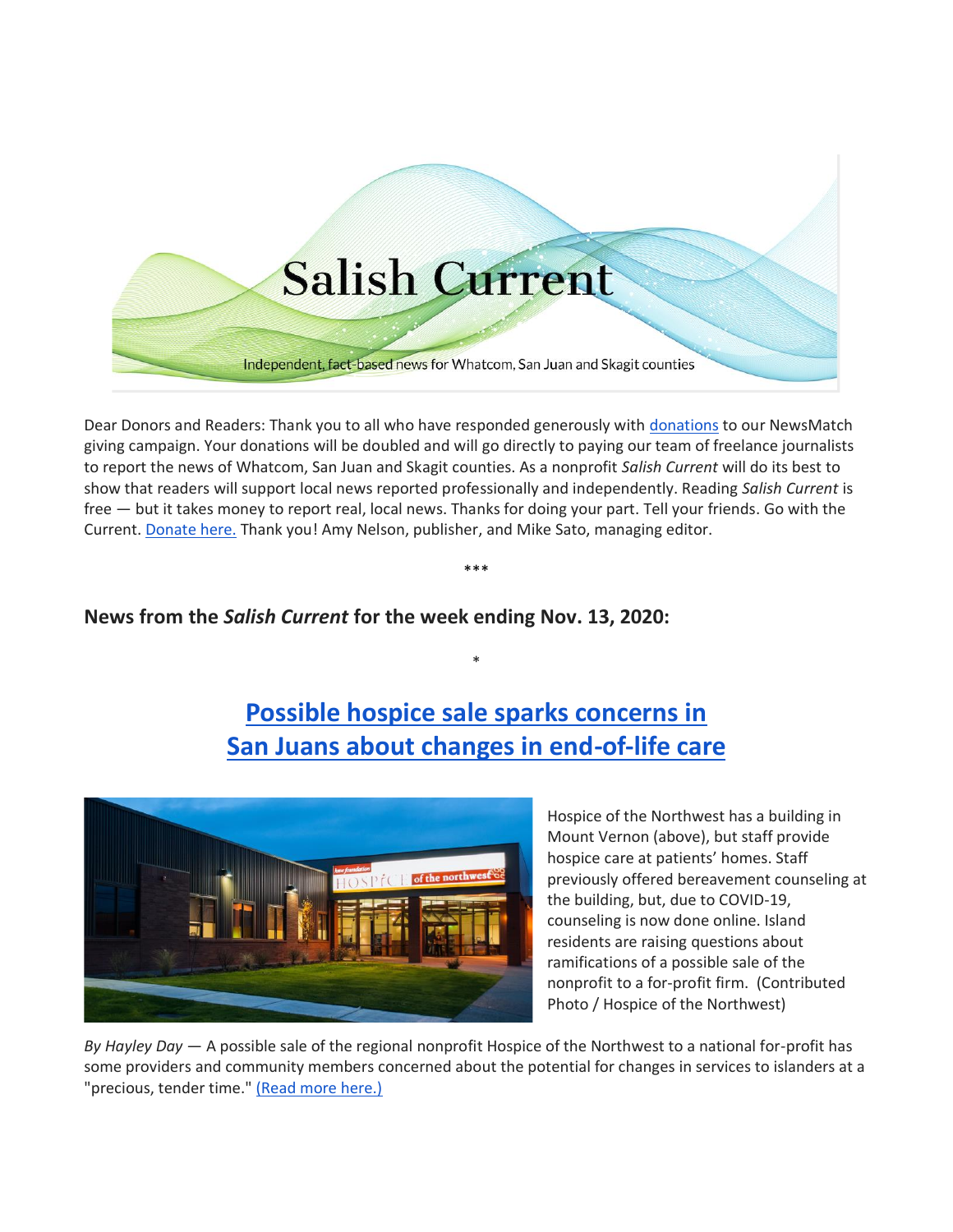# Salish Current

Independent, fact-based news for Whatcom, San Juan and Skagit counties

Dear Donors and Readers: Thank you to all who have responded generously with donations to our NewsMatch giving campaign. Your donations will be doubled and will go directly to paying our team of freelance journalists to report the news of Whatcom, San Juan and Skagit counties. As a nonprofit *Salish Current* will do its best to show that readers will support local news reported professionally and independently. Reading *Salish Current* is free — but it takes money to report real, local news. Thanks for doing your part. Tell your friends. Go with the Current. Donate here. Thank you! Amy Nelson, publisher, and Mike Sato, managing editor.

***

## News from the *Salish Current* for the week ending Nov. 13, 2020:

*

## Possible hospice sale sparks concerns in San Juans about changes in end-of-life care

Hospice of the Northwest has a building in Mount Vernon (above), but staff provide hospice care at patients' homes. Staff previously offered bereavement counseling at the building, but, due to COVID-19, counseling is now done online. Island residents are raising questions about ramifications of a possible sale of the nonprofit to a for-profit firm. (Contributed Photo / Hospice of the Northwest)

*By Hayley Day* — A possible sale of the regional nonprofit Hospice of the Northwest to a national for-profit has some providers and community members concerned about the potential for changes in services to islanders at a "precious, tender time." (Read more here.)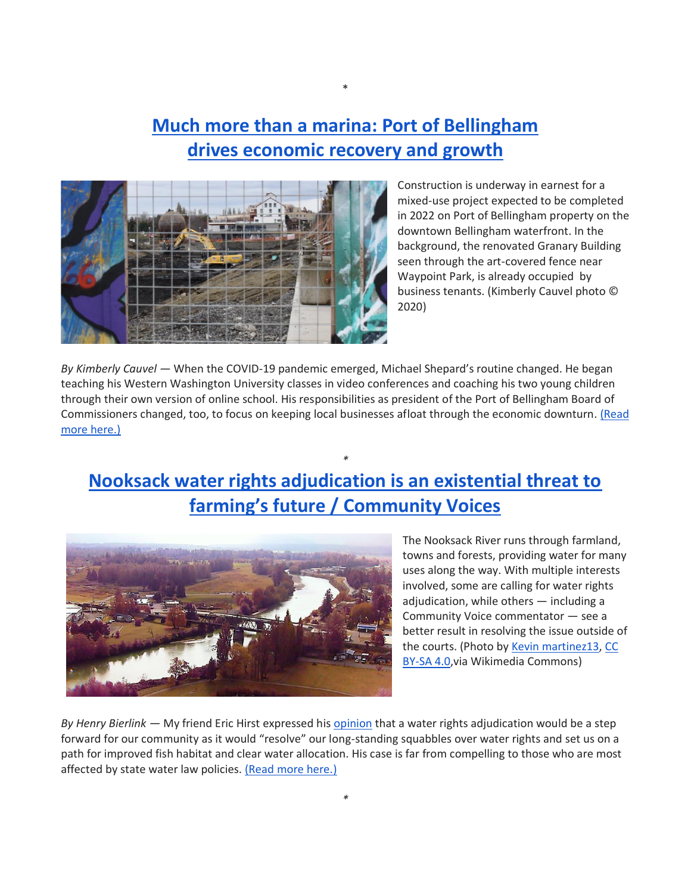*

## Much more than a marina: Port of Bellingham drives economic recovery and growth

Construction is underway in earnest for a mixed-use project expected to be completed in 2022 on Port of Bellingham property on the downtown Bellingham waterfront. In the background, the renovated Granary Building seen through the art-covered fence near Waypoint Park, is already occupied by business tenants. (Kimberly Cauvel photo © 2020)

*By Kimberly Cauvel* — When the COVID-19 pandemic emerged, Michael Shepard's routine changed. He began teaching his Western Washington University classes in video conferences and coaching his two young children through their own version of online school. His responsibilities as president of the Port of Bellingham Board of Commissioners changed, too, to focus on keeping local businesses afloat through the economic downturn. (Read more here.)

*

## Nooksack water rights adjudication is an existential threat to farming's future / Community Voices

The Nooksack River runs through farmland, towns and forests, providing water for many uses along the way. With multiple interests involved, some are calling for water rights adjudication, while others — including a Community Voice commentator — see a better result in resolving the issue outside of the courts. (Photo by Kevin martinez13, CC BY-SA 4.0,via Wikimedia Commons)

*By Henry Bierlink* — My friend Eric Hirst expressed his opinion that a water rights adjudication would be a step forward for our community as it would "resolve" our long-standing squabbles over water rights and set us on a path for improved fish habitat and clear water allocation. His case is far from compelling to those who are most affected by state water law policies. (Read more here.)

*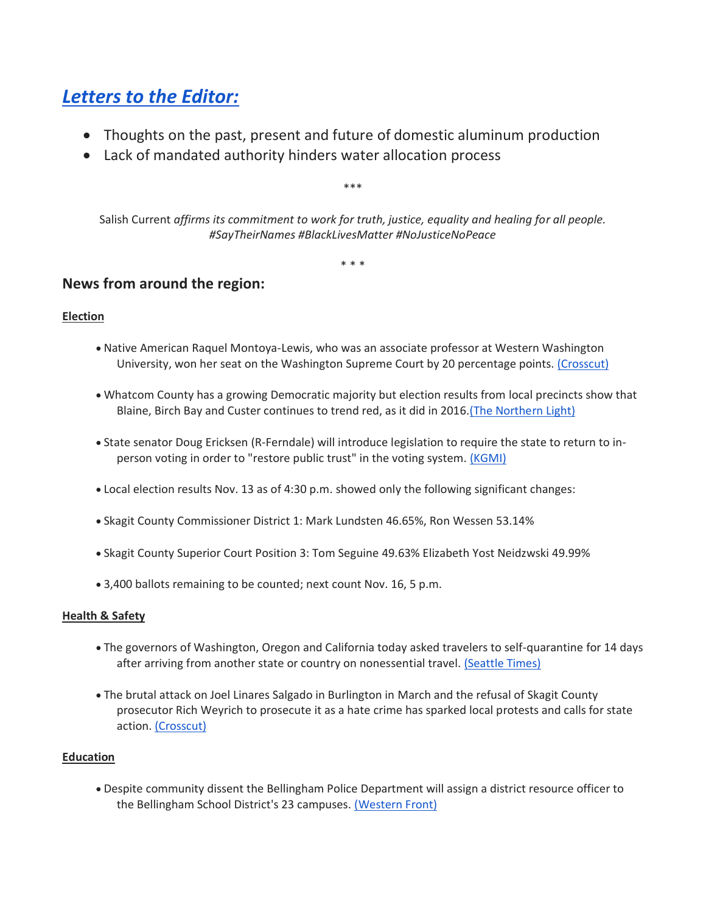## *Letters to the Editor:*

- Thoughts on the past, present and future of domestic aluminum production
- Lack of mandated authority hinders water allocation process

***

Salish Current *affirms its commitment to work for truth, justice, equality and healing for all people. #SayTheirNames #BlackLivesMatter #NoJusticeNoPeace*

* * *

### News from around the region:

**Election**

- Native American Raquel Montoya-Lewis, who was an associate professor at Western Washington University, won her seat on the Washington Supreme Court by 20 percentage points. (Crosscut)
- Whatcom County has a growing Democratic majority but election results from local precincts show that Blaine, Birch Bay and Custer continues to trend red, as it did in 2016.(The Northern Light)
- State senator Doug Ericksen (R-Ferndale) will introduce legislation to require the state to return to in-person voting in order to "restore public trust" in the voting system. (KGMI)
- Local election results Nov. 13 as of 4:30 p.m. showed only the following significant changes:
- Skagit County Commissioner District 1: Mark Lundsten 46.65%, Ron Wessen 53.14%
- Skagit County Superior Court Position 3: Tom Seguine 49.63% Elizabeth Yost Neidzwski 49.99%
- 3,400 ballots remaining to be counted; next count Nov. 16, 5 p.m.

**Health & Safety**

- The governors of Washington, Oregon and California today asked travelers to self-quarantine for 14 days after arriving from another state or country on nonessential travel. (Seattle Times)
- The brutal attack on Joel Linares Salgado in Burlington in March and the refusal of Skagit County prosecutor Rich Weyrich to prosecute it as a hate crime has sparked local protests and calls for state action. (Crosscut)

**Education**

- Despite community dissent the Bellingham Police Department will assign a district resource officer to the Bellingham School District's 23 campuses. (Western Front)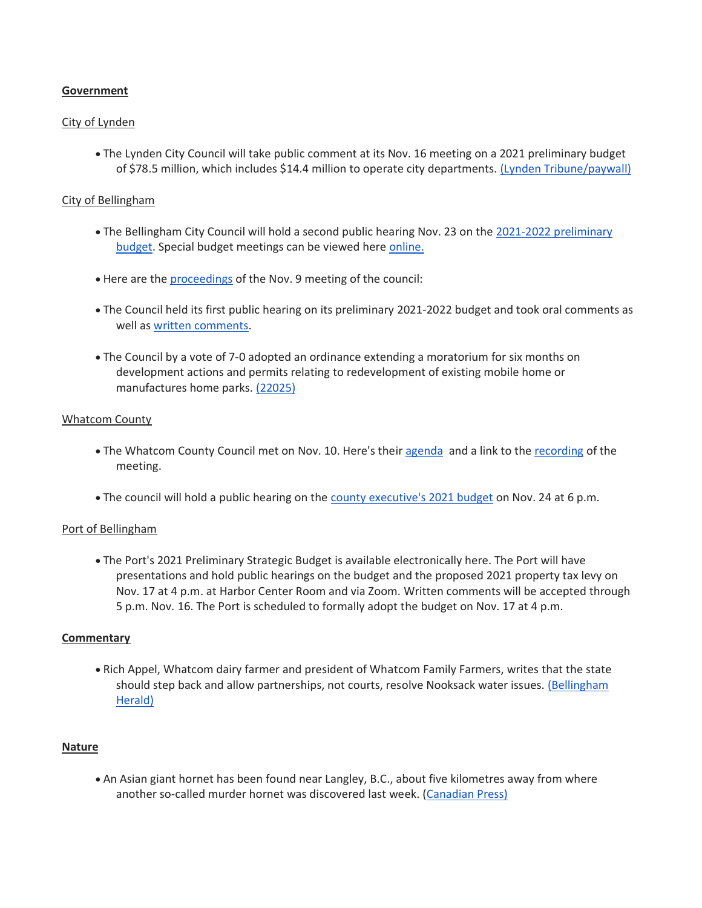**Government**

City of Lyndenn

- The Lynden City Council will take public comment at its Nov. 16 meeting on a 2021 preliminary budget of $78.5 million, which includes $14.4 million to operate city departments. (Lynden Tribune/paywall)

City of Bellingham

- The Bellingham City Council will hold a second public hearing Nov. 23 on the 2021-2022 preliminary budget. Special budget meetings can be viewed here online.
- Here are the proceedings of the Nov. 9 meeting of the council:
- The Council held its first public hearing on its preliminary 2021-2022 budget and took oral comments as well as written comments.
- The Council by a vote of 7-0 adopted an ordinance extending a moratorium for six months on development actions and permits relating to redevelopment of existing mobile home or manufactures home parks. (22025)

Whatcom County

- The Whatcom County Council met on Nov. 10. Here's their agenda and a link to the recording of the meeting.
- The council will hold a public hearing on the county executive's 2021 budget on Nov. 24 at 6 p.m.

Port of Bellingham

- The Port's 2021 Preliminary Strategic Budget is available electronically here. The Port will have presentations and hold public hearings on the budget and the proposed 2021 property tax levy on Nov. 17 at 4 p.m. at Harbor Center Room and via Zoom. Written comments will be accepted through 5 p.m. Nov. 16. The Port is scheduled to formally adopt the budget on Nov. 17 at 4 p.m.

**Commentary**

- Rich Appel, Whatcom dairy farmer and president of Whatcom Family Farmers, writes that the state should step back and allow partnerships, not courts, resolve Nooksack water issues. (Bellingham Herald)

**Nature**

- An Asian giant hornet has been found near Langley, B.C., about five kilometres away from where another so-called murder hornet was discovered last week. (Canadian Press)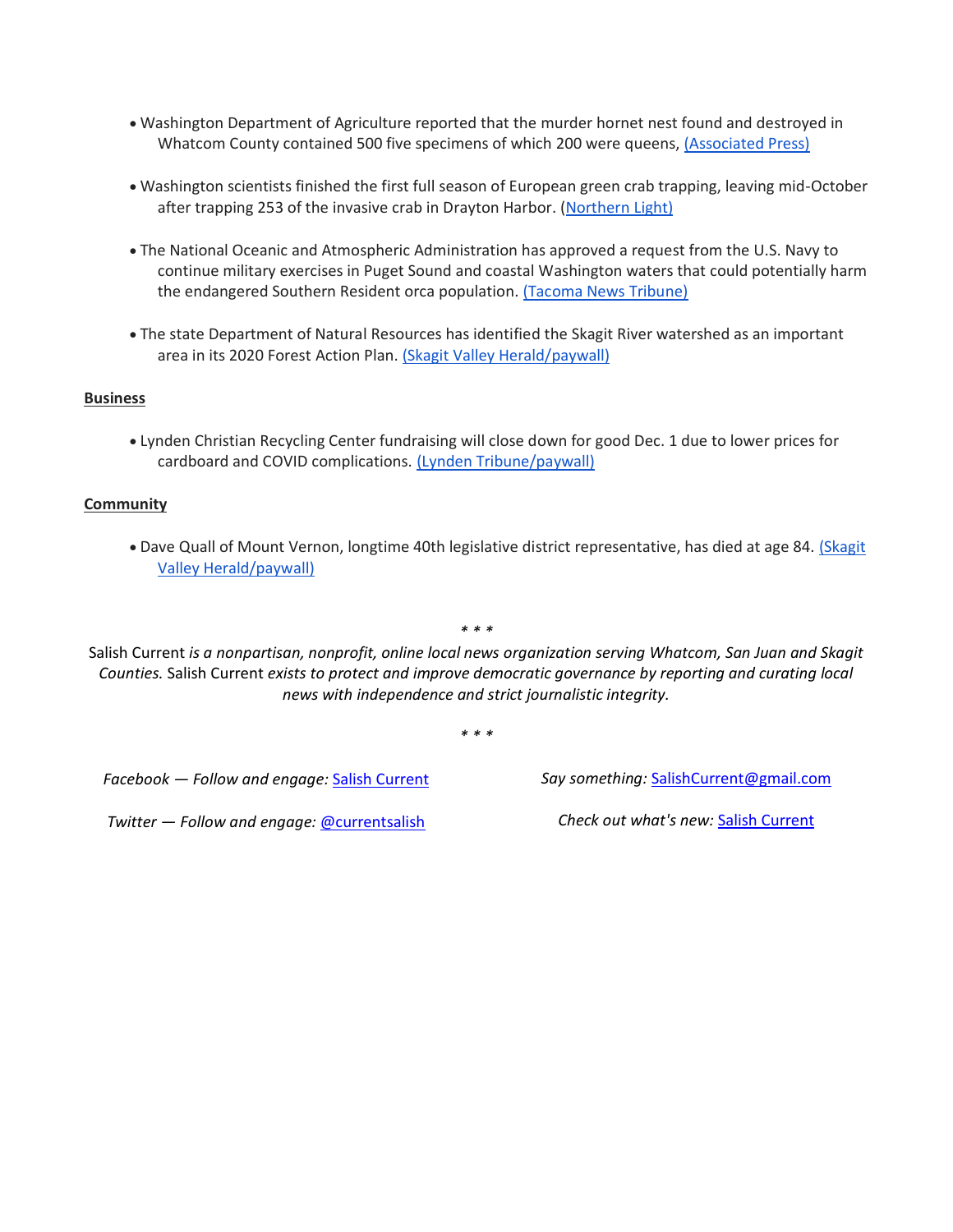- Washington Department of Agriculture reported that the murder hornet nest found and destroyed in Whatcom County contained 500 five specimens of which 200 were queens, (Associated Press)

- Washington scientists finished the first full season of European green crab trapping, leaving mid-October after trapping 253 of the invasive crab in Drayton Harbor. (Northern Light)

- The National Oceanic and Atmospheric Administration has approved a request from the U.S. Navy to continue military exercises in Puget Sound and coastal Washington waters that could potentially harm the endangered Southern Resident orca population. (Tacoma News Tribune)

- The state Department of Natural Resources has identified the Skagit River watershed as an important area in its 2020 Forest Action Plan. (Skagit Valley Herald/paywall)

**Business**

- Lynden Christian Recycling Center fundraising will close down for good Dec. 1 due to lower prices for cardboard and COVID complications. (Lynden Tribune/paywall)

**Community**

- Dave Quall of Mount Vernon, longtime 40th legislative district representative, has died at age 84. (Skagit Valley Herald/paywall)

\* \* \*

Salish Current *is a nonpartisan, nonprofit, online local news organization serving Whatcom, San Juan and Skagit Counties.* Salish Current *exists to protect and improve democratic governance by reporting and curating local news with independence and strict journalistic integrity.*

\* \* \*

*Facebook — Follow and engage:* Salish Current

*Twitter — Follow and engage:* @currentsalish

*Say something:* SalishCurrent@gmail.com

*Check out what's new:* Salish Current